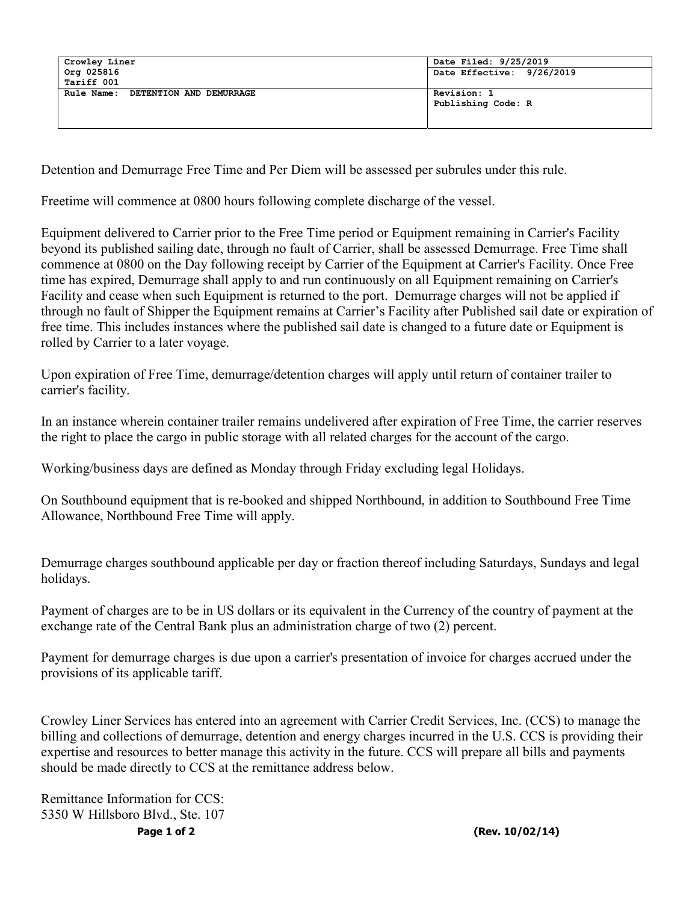| Crowley Liner<br>Org 025816<br>Tariff 001 | Date Filed: 9/25/2019<br>Date Effective: 9/26/2019 |
|---|---|
| Rule Name: DETENTION AND DEMURRAGE | Revision: 1<br>Publishing Code: R |

Detention and Demurrage Free Time and Per Diem will be assessed per subrules under this rule.

Freetime will commence at 0800 hours following complete discharge of the vessel.

Equipment delivered to Carrier prior to the Free Time period or Equipment remaining in Carrier's Facility beyond its published sailing date, through no fault of Carrier, shall be assessed Demurrage. Free Time shall commence at 0800 on the Day following receipt by Carrier of the Equipment at Carrier's Facility. Once Free time has expired, Demurrage shall apply to and run continuously on all Equipment remaining on Carrier's Facility and cease when such Equipment is returned to the port. Demurrage charges will not be applied if through no fault of Shipper the Equipment remains at Carrier's Facility after Published sail date or expiration of free time. This includes instances where the published sail date is changed to a future date or Equipment is rolled by Carrier to a later voyage.

Upon expiration of Free Time, demurrage/detention charges will apply until return of container trailer to carrier's facility.

In an instance wherein container trailer remains undelivered after expiration of Free Time, the carrier reserves the right to place the cargo in public storage with all related charges for the account of the cargo.

Working/business days are defined as Monday through Friday excluding legal Holidays.

On Southbound equipment that is re-booked and shipped Northbound, in addition to Southbound Free Time Allowance, Northbound Free Time will apply.

Demurrage charges southbound applicable per day or fraction thereof including Saturdays, Sundays and legal holidays.

Payment of charges are to be in US dollars or its equivalent in the Currency of the country of payment at the exchange rate of the Central Bank plus an administration charge of two (2) percent.

Payment for demurrage charges is due upon a carrier's presentation of invoice for charges accrued under the provisions of its applicable tariff.

Crowley Liner Services has entered into an agreement with Carrier Credit Services, Inc. (CCS) to manage the billing and collections of demurrage, detention and energy charges incurred in the U.S. CCS is providing their expertise and resources to better manage this activity in the future. CCS will prepare all bills and payments should be made directly to CCS at the remittance address below.

Remittance Information for CCS:
5350 W Hillsboro Blvd., Ste. 107

(Rev. 10/02/14)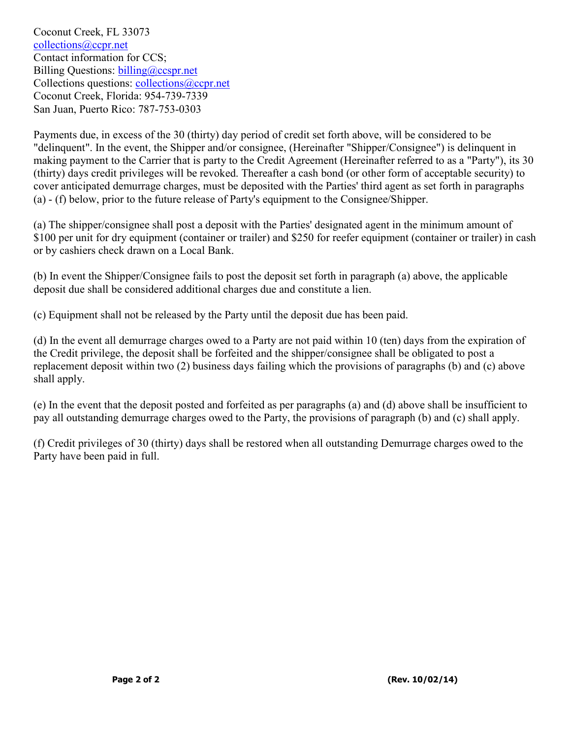Coconut Creek, FL 33073
collections@ccpr.net
Contact information for CCS;
Billing Questions: billing@ccspr.net
Collections questions: collections@ccpr.net
Coconut Creek, Florida: 954-739-7339
San Juan, Puerto Rico: 787-753-0303

Payments due, in excess of the 30 (thirty) day period of credit set forth above, will be considered to be "delinquent". In the event, the Shipper and/or consignee, (Hereinafter "Shipper/Consignee") is delinquent in making payment to the Carrier that is party to the Credit Agreement (Hereinafter referred to as a "Party"), its 30 (thirty) days credit privileges will be revoked. Thereafter a cash bond (or other form of acceptable security) to cover anticipated demurrage charges, must be deposited with the Parties' third agent as set forth in paragraphs (a) - (f) below, prior to the future release of Party's equipment to the Consignee/Shipper.

(a) The shipper/consignee shall post a deposit with the Parties' designated agent in the minimum amount of $100 per unit for dry equipment (container or trailer) and $250 for reefer equipment (container or trailer) in cash or by cashiers check drawn on a Local Bank.

(b) In event the Shipper/Consignee fails to post the deposit set forth in paragraph (a) above, the applicable deposit due shall be considered additional charges due and constitute a lien.

(c) Equipment shall not be released by the Party until the deposit due has been paid.

(d) In the event all demurrage charges owed to a Party are not paid within 10 (ten) days from the expiration of the Credit privilege, the deposit shall be forfeited and the shipper/consignee shall be obligated to post a replacement deposit within two (2) business days failing which the provisions of paragraphs (b) and (c) above shall apply.

(e) In the event that the deposit posted and forfeited as per paragraphs (a) and (d) above shall be insufficient to pay all outstanding demurrage charges owed to the Party, the provisions of paragraph (b) and (c) shall apply.

(f) Credit privileges of 30 (thirty) days shall be restored when all outstanding Demurrage charges owed to the Party have been paid in full.

**(Rev. 10/02/14)**